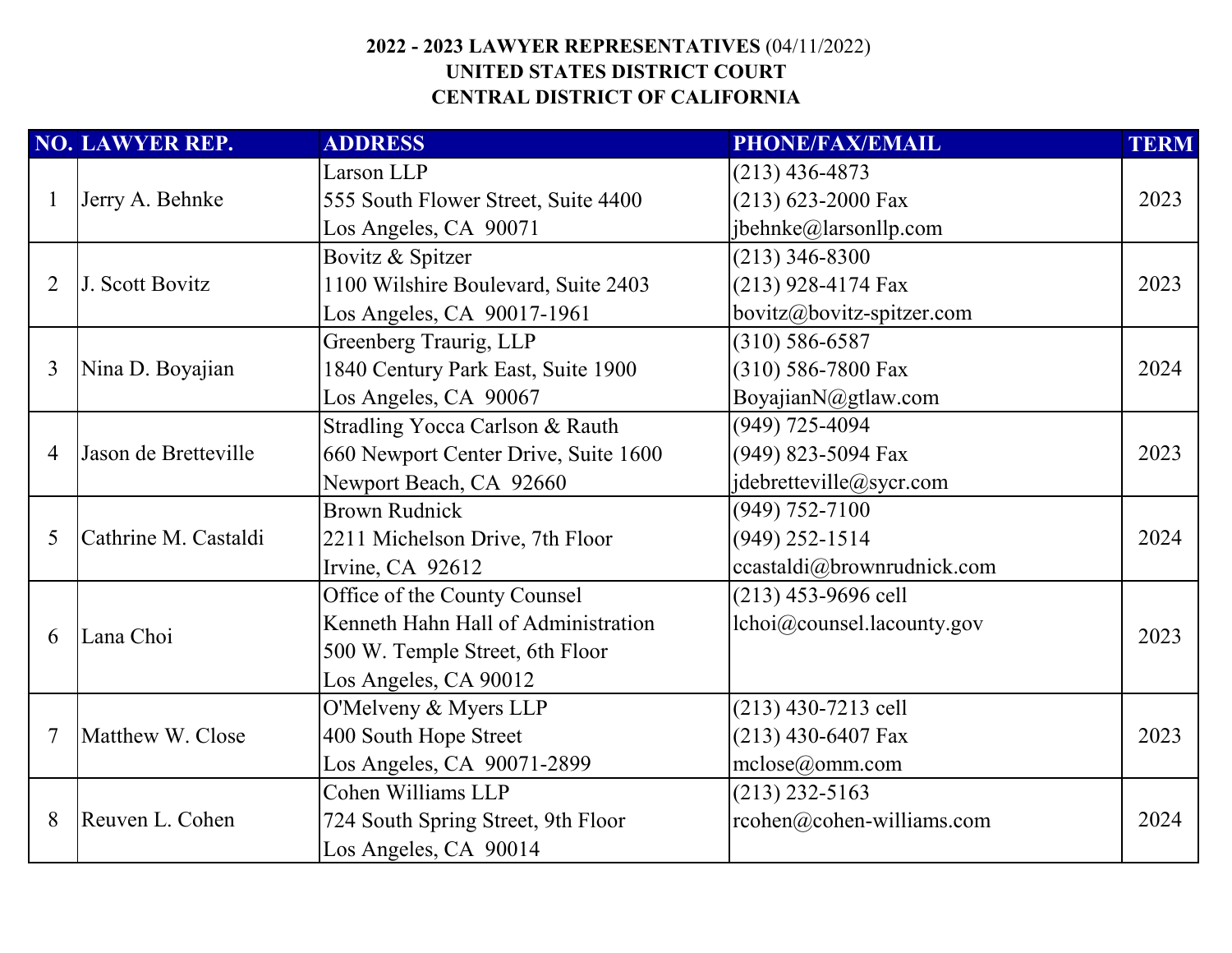**2022 - 2023 LAWYER REPRESENTATIVES** (04/11/2022)
**UNITED STATES DISTRICT COURT**
**CENTRAL DISTRICT OF CALIFORNIA**

| NO. | LAWYER REP. | ADDRESS | PHONE/FAX/EMAIL | TERM |
|---|---|---|---|---|
| 1 | Jerry A. Behnke | Larson LLP<br>555 South Flower Street, Suite 4400<br>Los Angeles, CA 90071 | (213) 436-4873<br>(213) 623-2000 Fax<br>jbehnke@larsonllp.com | 2023 |
| 2 | J. Scott Bovitz | Bovitz & Spitzer<br>1100 Wilshire Boulevard, Suite 2403<br>Los Angeles, CA 90017-1961 | (213) 346-8300<br>(213) 928-4174 Fax<br>bovitz@bovitz-spitzer.com | 2023 |
| 3 | Nina D. Boyajian | Greenberg Traurig, LLP<br>1840 Century Park East, Suite 1900<br>Los Angeles, CA 90067 | (310) 586-6587<br>(310) 586-7800 Fax<br>BoyajianN@gtlaw.com | 2024 |
| 4 | Jason de Bretteville | Stradling Yocca Carlson & Rauth<br>660 Newport Center Drive, Suite 1600<br>Newport Beach, CA 92660 | (949) 725-4094<br>(949) 823-5094 Fax<br>jdebretteville@sycr.com | 2023 |
| 5 | Cathrine M. Castaldi | Brown Rudnick<br>2211 Michelson Drive, 7th Floor<br>Irvine, CA 92612 | (949) 752-7100<br>(949) 252-1514<br>ccastaldi@brownrudnick.com | 2024 |
| 6 | Lana Choi | Office of the County Counsel<br>Kenneth Hahn Hall of Administration<br>500 W. Temple Street, 6th Floor<br>Los Angeles, CA 90012 | (213) 453-9696 cell<br>lchoi@counsel.lacounty.gov | 2023 |
| 7 | Matthew W. Close | O'Melveny & Myers LLP<br>400 South Hope Street<br>Los Angeles, CA 90071-2899 | (213) 430-7213 cell<br>(213) 430-6407 Fax<br>mclose@omm.com | 2023 |
| 8 | Reuven L. Cohen | Cohen Williams LLP<br>724 South Spring Street, 9th Floor<br>Los Angeles, CA 90014 | (213) 232-5163<br>rcohen@cohen-williams.com | 2024 |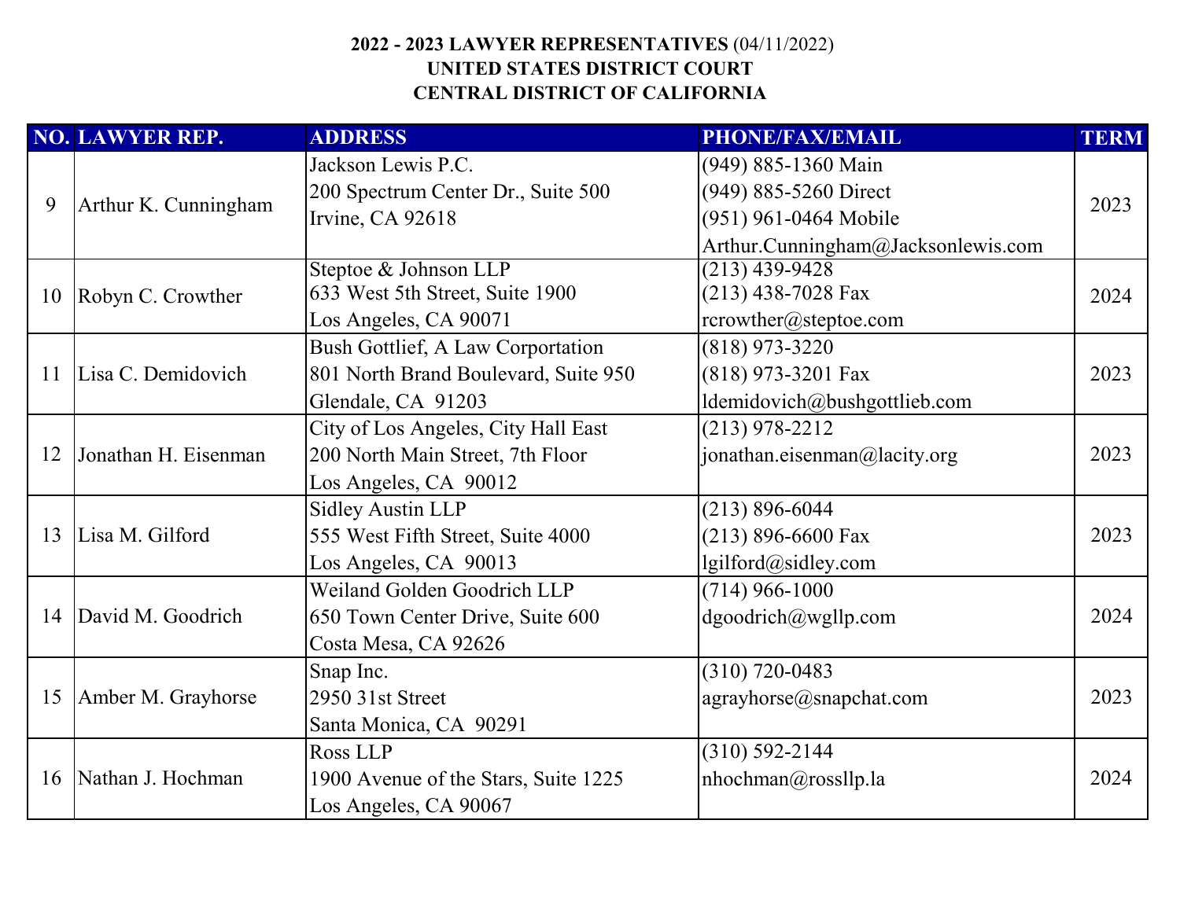**2022 - 2023 LAWYER REPRESENTATIVES** (04/11/2022)
**UNITED STATES DISTRICT COURT**
**CENTRAL DISTRICT OF CALIFORNIA**

| NO. | LAWYER REP. | ADDRESS | PHONE/FAX/EMAIL | TERM |
|---|---|---|---|---|
| 9 | Arthur K. Cunningham | Jackson Lewis P.C.<br>200 Spectrum Center Dr., Suite 500<br>Irvine, CA 92618 | (949) 885-1360 Main<br>(949) 885-5260 Direct<br>(951) 961-0464 Mobile<br>Arthur.Cunningham@Jacksonlewis.com | 2023 |
| 10 | Robyn C. Crowther | Steptoe & Johnson LLP<br>633 West 5th Street, Suite 1900<br>Los Angeles, CA 90071 | (213) 439-9428<br>(213) 438-7028 Fax<br>rcrowther@steptoe.com | 2024 |
| 11 | Lisa C. Demidovich | Bush Gottlief, A Law Corportation<br>801 North Brand Boulevard, Suite 950<br>Glendale, CA 91203 | (818) 973-3220<br>(818) 973-3201 Fax<br>ldemidovich@bushgottlieb.com | 2023 |
| 12 | Jonathan H. Eisenman | City of Los Angeles, City Hall East<br>200 North Main Street, 7th Floor<br>Los Angeles, CA 90012 | (213) 978-2212<br>jonathan.eisenman@lacity.org | 2023 |
| 13 | Lisa M. Gilford | Sidley Austin LLP<br>555 West Fifth Street, Suite 4000<br>Los Angeles, CA 90013 | (213) 896-6044<br>(213) 896-6600 Fax<br>lgilford@sidley.com | 2023 |
| 14 | David M. Goodrich | Weiland Golden Goodrich LLP<br>650 Town Center Drive, Suite 600<br>Costa Mesa, CA 92626 | (714) 966-1000<br>dgoodrich@wgllp.com | 2024 |
| 15 | Amber M. Grayhorse | Snap Inc.<br>2950 31st Street<br>Santa Monica, CA 90291 | (310) 720-0483<br>agrayhorse@snapchat.com | 2023 |
| 16 | Nathan J. Hochman | Ross LLP<br>1900 Avenue of the Stars, Suite 1225<br>Los Angeles, CA 90067 | (310) 592-2144<br>nhochman@rossllp.la | 2024 |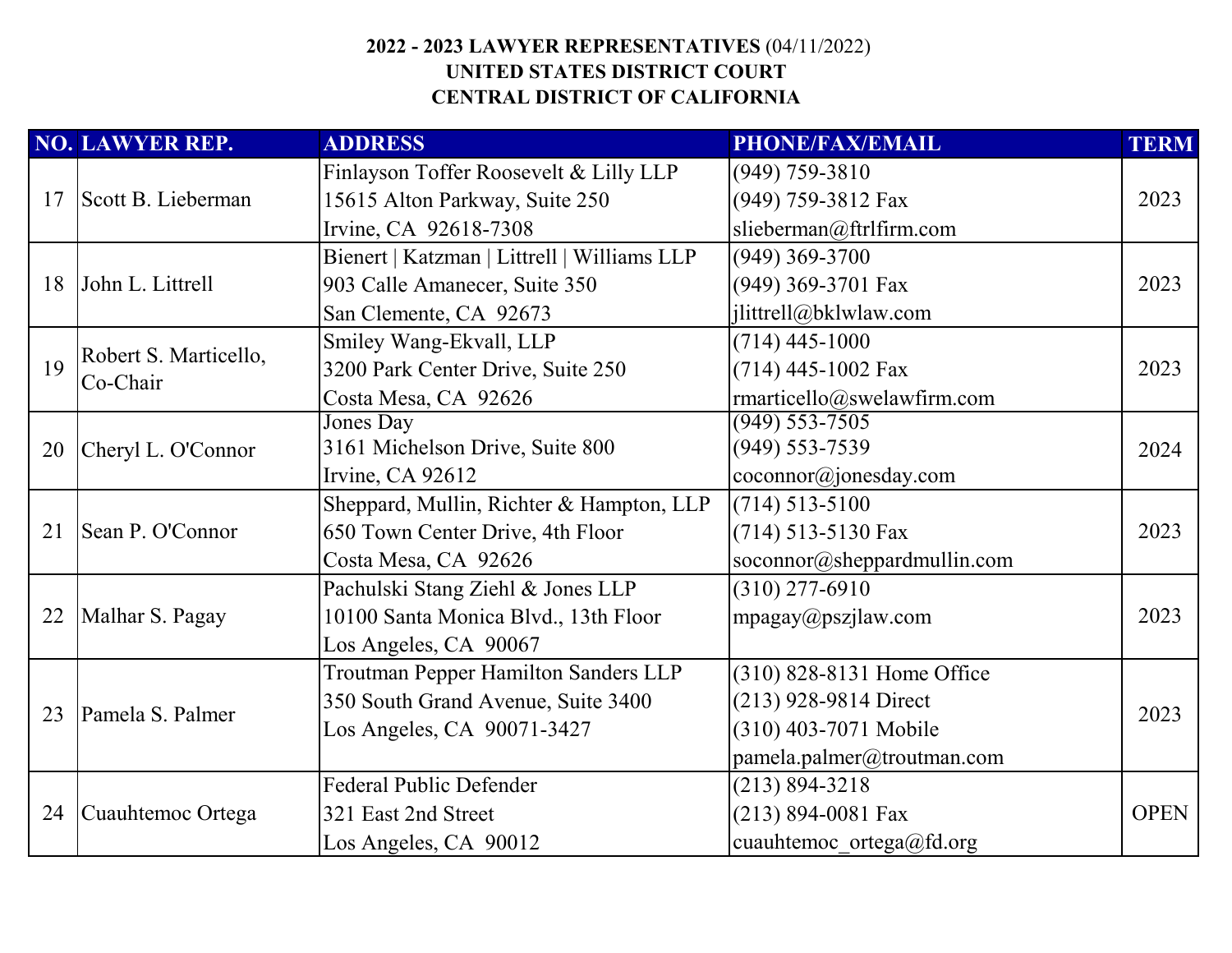**2022 - 2023 LAWYER REPRESENTATIVES** (04/11/2022)
**UNITED STATES DISTRICT COURT**
**CENTRAL DISTRICT OF CALIFORNIA**

| NO. | LAWYER REP. | ADDRESS | PHONE/FAX/EMAIL | TERM |
|---|---|---|---|---|
| 17 | Scott B. Lieberman | Finlayson Toffer Roosevelt & Lilly LLP<br>15615 Alton Parkway, Suite 250<br>Irvine, CA 92618-7308 | (949) 759-3810<br>(949) 759-3812 Fax<br>slieberman@ftrlfirm.com | 2023 |
| 18 | John L. Littrell | Bienert \| Katzman \| Littrell \| Williams LLP<br>903 Calle Amanecer, Suite 350<br>San Clemente, CA 92673 | (949) 369-3700<br>(949) 369-3701 Fax<br>jlittrell@bklwlaw.com | 2023 |
| 19 | Robert S. Marticello, Co-Chair | Smiley Wang-Ekvall, LLP<br>3200 Park Center Drive, Suite 250<br>Costa Mesa, CA 92626 | (714) 445-1000<br>(714) 445-1002 Fax<br>rmarticello@swelawfirm.com | 2023 |
| 20 | Cheryl L. O'Connor | Jones Day<br>3161 Michelson Drive, Suite 800<br>Irvine, CA 92612 | (949) 553-7505<br>(949) 553-7539<br>coconnor@jonesday.com | 2024 |
| 21 | Sean P. O'Connor | Sheppard, Mullin, Richter & Hampton, LLP<br>650 Town Center Drive, 4th Floor<br>Costa Mesa, CA 92626 | (714) 513-5100<br>(714) 513-5130 Fax<br>soconnor@sheppardmullin.com | 2023 |
| 22 | Malhar S. Pagay | Pachulski Stang Ziehl & Jones LLP<br>10100 Santa Monica Blvd., 13th Floor<br>Los Angeles, CA 90067 | (310) 277-6910<br>mpagay@pszjlaw.com | 2023 |
| 23 | Pamela S. Palmer | Troutman Pepper Hamilton Sanders LLP<br>350 South Grand Avenue, Suite 3400<br>Los Angeles, CA 90071-3427 | (310) 828-8131 Home Office<br>(213) 928-9814 Direct<br>(310) 403-7071 Mobile<br>pamela.palmer@troutman.com | 2023 |
| 24 | Cuauhtemoc Ortega | Federal Public Defender<br>321 East 2nd Street<br>Los Angeles, CA 90012 | (213) 894-3218<br>(213) 894-0081 Fax<br>cuauhtemoc_ortega@fd.org | OPEN |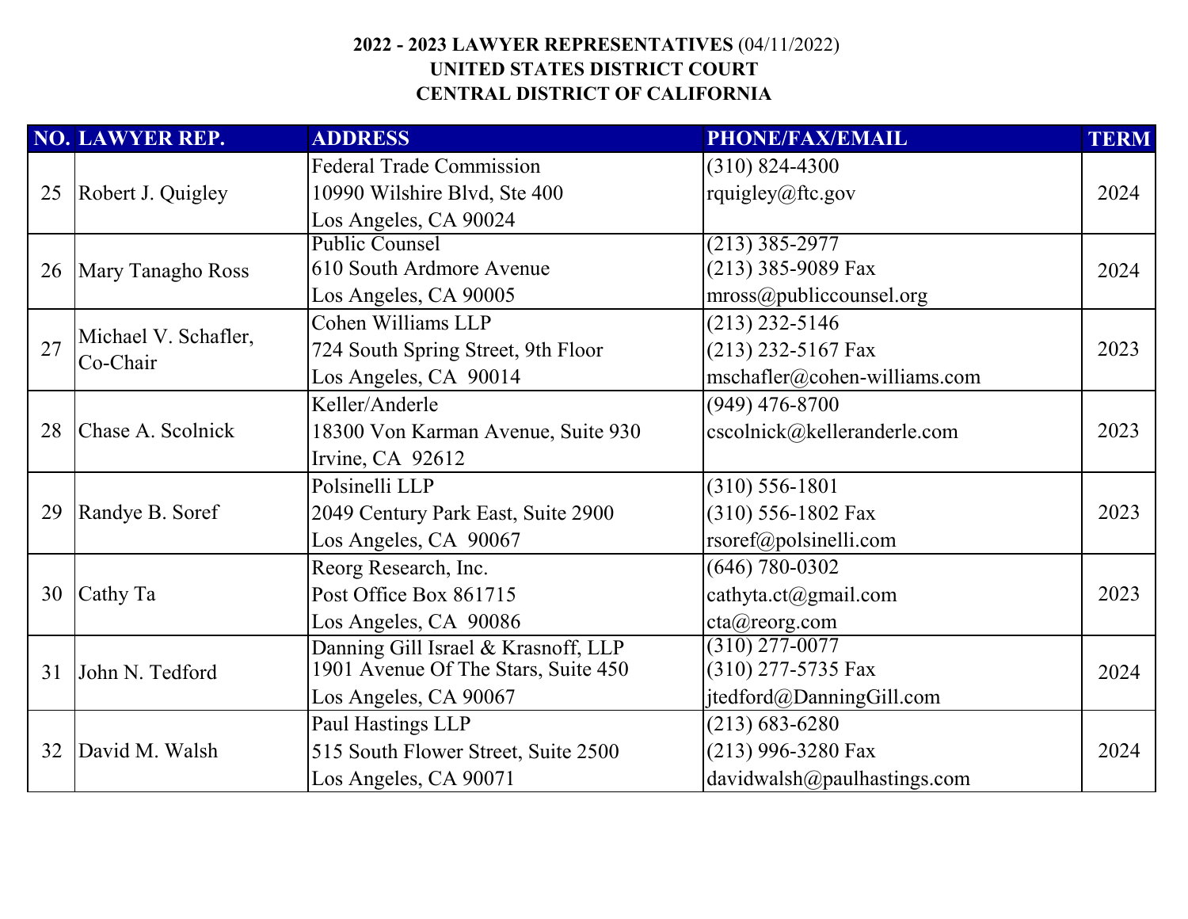**2022 - 2023 LAWYER REPRESENTATIVES** (04/11/2022)
**UNITED STATES DISTRICT COURT**
**CENTRAL DISTRICT OF CALIFORNIA**

| NO. | LAWYER REP. | ADDRESS | PHONE/FAX/EMAIL | TERM |
|---|---|---|---|---|
| 25 | Robert J. Quigley | Federal Trade Commission<br>10990 Wilshire Blvd, Ste 400<br>Los Angeles, CA 90024 | (310) 824-4300<br>rquigley@ftc.gov | 2024 |
| 26 | Mary Tanagho Ross | Public Counsel<br>610 South Ardmore Avenue<br>Los Angeles, CA 90005 | (213) 385-2977<br>(213) 385-9089 Fax<br>mross@publiccounsel.org | 2024 |
| 27 | Michael V. Schafler, Co-Chair | Cohen Williams LLP<br>724 South Spring Street, 9th Floor<br>Los Angeles, CA 90014 | (213) 232-5146<br>(213) 232-5167 Fax<br>mschafler@cohen-williams.com | 2023 |
| 28 | Chase A. Scolnick | Keller/Anderle<br>18300 Von Karman Avenue, Suite 930<br>Irvine, CA 92612 | (949) 476-8700<br>cscolnick@kelleranderle.com | 2023 |
| 29 | Randye B. Soref | Polsinelli LLP<br>2049 Century Park East, Suite 2900<br>Los Angeles, CA 90067 | (310) 556-1801<br>(310) 556-1802 Fax<br>rsoref@polsinelli.com | 2023 |
| 30 | Cathy Ta | Reorg Research, Inc.<br>Post Office Box 861715<br>Los Angeles, CA 90086 | (646) 780-0302<br>cathyta.ct@gmail.com<br>cta@reorg.com | 2023 |
| 31 | John N. Tedford | Danning Gill Israel & Krasnoff, LLP<br>1901 Avenue Of The Stars, Suite 450<br>Los Angeles, CA 90067 | (310) 277-0077<br>(310) 277-5735 Fax<br>jtedford@DanningGill.com | 2024 |
| 32 | David M. Walsh | Paul Hastings LLP<br>515 South Flower Street, Suite 2500<br>Los Angeles, CA 90071 | (213) 683-6280<br>(213) 996-3280 Fax<br>davidwalsh@paulhastings.com | 2024 |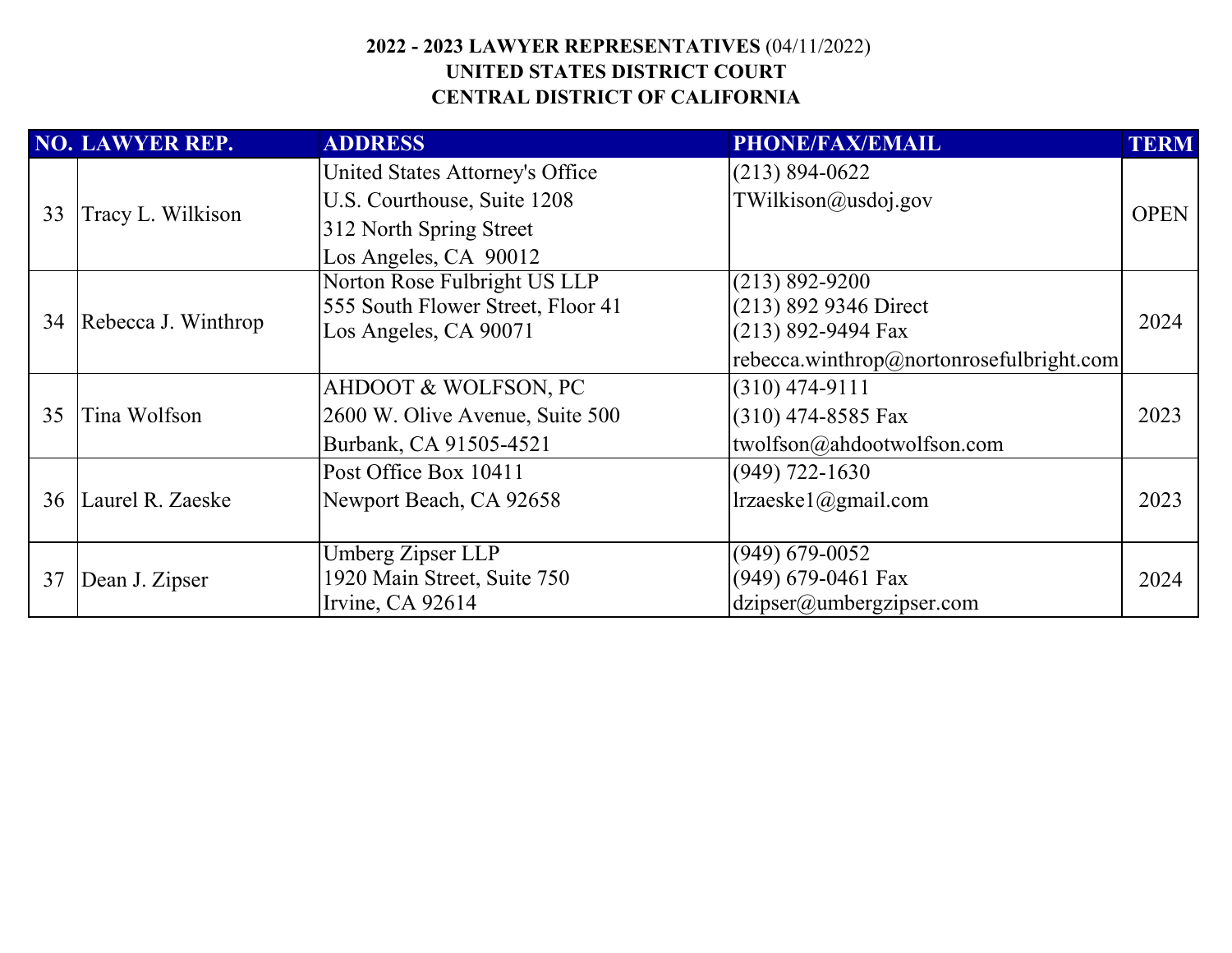**2022 - 2023 LAWYER REPRESENTATIVES** (04/11/2022)
**UNITED STATES DISTRICT COURT**
**CENTRAL DISTRICT OF CALIFORNIA**

| NO. | LAWYER REP. | ADDRESS | PHONE/FAX/EMAIL | TERM |
|---|---|---|---|---|
| 33 | Tracy L. Wilkison | United States Attorney's Office<br>U.S. Courthouse, Suite 1208<br>312 North Spring Street<br>Los Angeles, CA 90012 | (213) 894-0622<br>TWilkison@usdoj.gov | OPEN |
| 34 | Rebecca J. Winthrop | Norton Rose Fulbright US LLP<br>555 South Flower Street, Floor 41<br>Los Angeles, CA 90071 | (213) 892-9200<br>(213) 892 9346 Direct<br>(213) 892-9494 Fax<br>rebecca.winthrop@nortonrosefulbright.com | 2024 |
| 35 | Tina Wolfson | AHDOOT & WOLFSON, PC<br>2600 W. Olive Avenue, Suite 500<br>Burbank, CA 91505-4521 | (310) 474-9111<br>(310) 474-8585 Fax<br>twolfson@ahdootwolfson.com | 2023 |
| 36 | Laurel R. Zaeske | Post Office Box 10411<br>Newport Beach, CA 92658 | (949) 722-1630<br>lrzaeske1@gmail.com | 2023 |
| 37 | Dean J. Zipser | Umberg Zipser LLP<br>1920 Main Street, Suite 750<br>Irvine, CA 92614 | (949) 679-0052<br>(949) 679-0461 Fax<br>dzipser@umbergzipser.com | 2024 |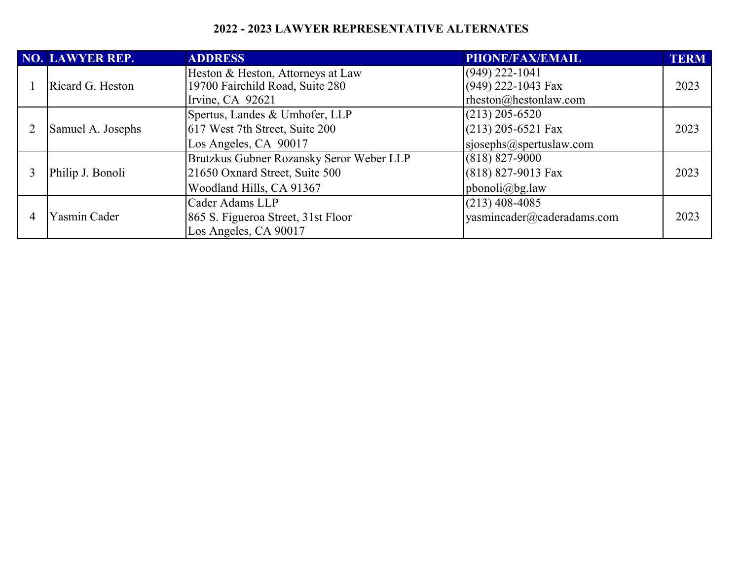# 2022 - 2023 LAWYER REPRESENTATIVE ALTERNATES

| NO. | LAWYER REP. | ADDRESS | PHONE/FAX/EMAIL | TERM |
|---|---|---|---|---|
| 1 | Ricard G. Heston | Heston & Heston, Attorneys at Law<br>19700 Fairchild Road, Suite 280<br>Irvine, CA 92621 | (949) 222-1041<br>(949) 222-1043 Fax<br>rheston@hestonlaw.com | 2023 |
| 2 | Samuel A. Josephs | Spertus, Landes & Umhofer, LLP<br>617 West 7th Street, Suite 200<br>Los Angeles, CA 90017 | (213) 205-6520<br>(213) 205-6521 Fax<br>sjosephs@spertuslaw.com | 2023 |
| 3 | Philip J. Bonoli | Brutzkus Gubner Rozansky Seror Weber LLP<br>21650 Oxnard Street, Suite 500<br>Woodland Hills, CA 91367 | (818) 827-9000<br>(818) 827-9013 Fax<br>pbonoli@bg.law | 2023 |
| 4 | Yasmin Cader | Cader Adams LLP<br>865 S. Figueroa Street, 31st Floor<br>Los Angeles, CA 90017 | (213) 408-4085<br>yasmincader@caderadams.com | 2023 |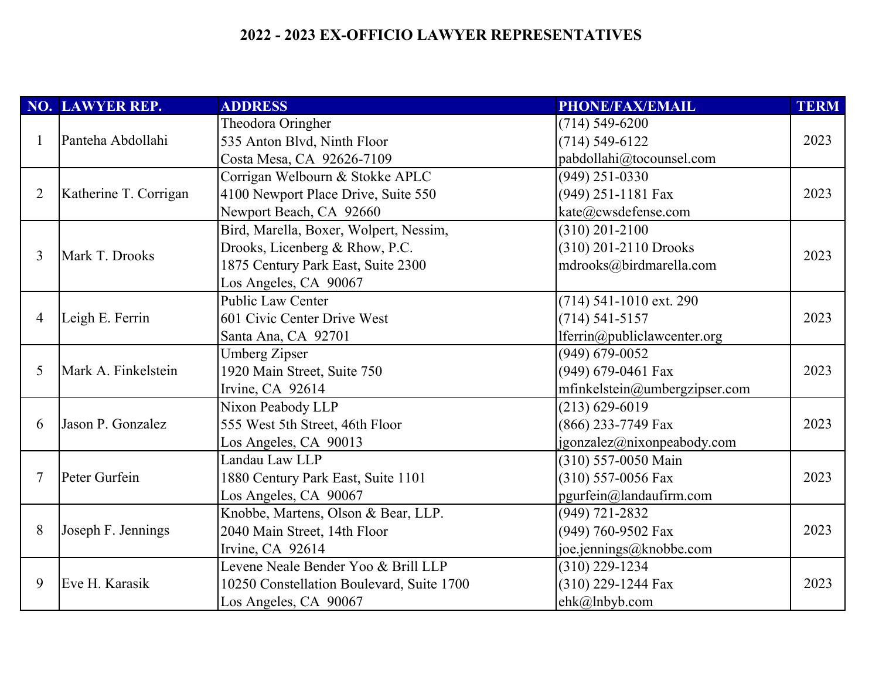# 2022 - 2023 EX-OFFICIO LAWYER REPRESENTATIVES

| NO. | LAWYER REP. | ADDRESS | PHONE/FAX/EMAIL | TERM |
|---|---|---|---|---|
| 1 | Panteha Abdollahi | Theodora Oringher<br>535 Anton Blvd, Ninth Floor<br>Costa Mesa, CA 92626-7109 | (714) 549-6200<br>(714) 549-6122<br>pabdollahi@tocounsel.com | 2023 |
| 2 | Katherine T. Corrigan | Corrigan Welbourn & Stokke APLC<br>4100 Newport Place Drive, Suite 550<br>Newport Beach, CA 92660 | (949) 251-0330<br>(949) 251-1181 Fax<br>kate@cwsdefense.com | 2023 |
| 3 | Mark T. Drooks | Bird, Marella, Boxer, Wolpert, Nessim,<br>Drooks, Licenberg & Rhow, P.C.<br>1875 Century Park East, Suite 2300<br>Los Angeles, CA 90067 | (310) 201-2100<br>(310) 201-2110 Drooks<br>mdrooks@birdmarella.com | 2023 |
| 4 | Leigh E. Ferrin | Public Law Center<br>601 Civic Center Drive West<br>Santa Ana, CA 92701 | (714) 541-1010 ext. 290<br>(714) 541-5157<br>lferrin@publiclawcenter.org | 2023 |
| 5 | Mark A. Finkelstein | Umberg Zipser<br>1920 Main Street, Suite 750<br>Irvine, CA 92614 | (949) 679-0052<br>(949) 679-0461 Fax<br>mfinkelstein@umbergzipser.com | 2023 |
| 6 | Jason P. Gonzalez | Nixon Peabody LLP<br>555 West 5th Street, 46th Floor<br>Los Angeles, CA 90013 | (213) 629-6019<br>(866) 233-7749 Fax<br>jgonzalez@nixonpeabody.com | 2023 |
| 7 | Peter Gurfein | Landau Law LLP<br>1880 Century Park East, Suite 1101<br>Los Angeles, CA 90067 | (310) 557-0050 Main<br>(310) 557-0056 Fax<br>pgurfein@landaufirm.com | 2023 |
| 8 | Joseph F. Jennings | Knobbe, Martens, Olson & Bear, LLP.<br>2040 Main Street, 14th Floor<br>Irvine, CA 92614 | (949) 721-2832<br>(949) 760-9502 Fax<br>joe.jennings@knobbe.com | 2023 |
| 9 | Eve H. Karasik | Levene Neale Bender Yoo & Brill LLP<br>10250 Constellation Boulevard, Suite 1700<br>Los Angeles, CA 90067 | (310) 229-1234<br>(310) 229-1244 Fax<br>ehk@lnbyb.com | 2023 |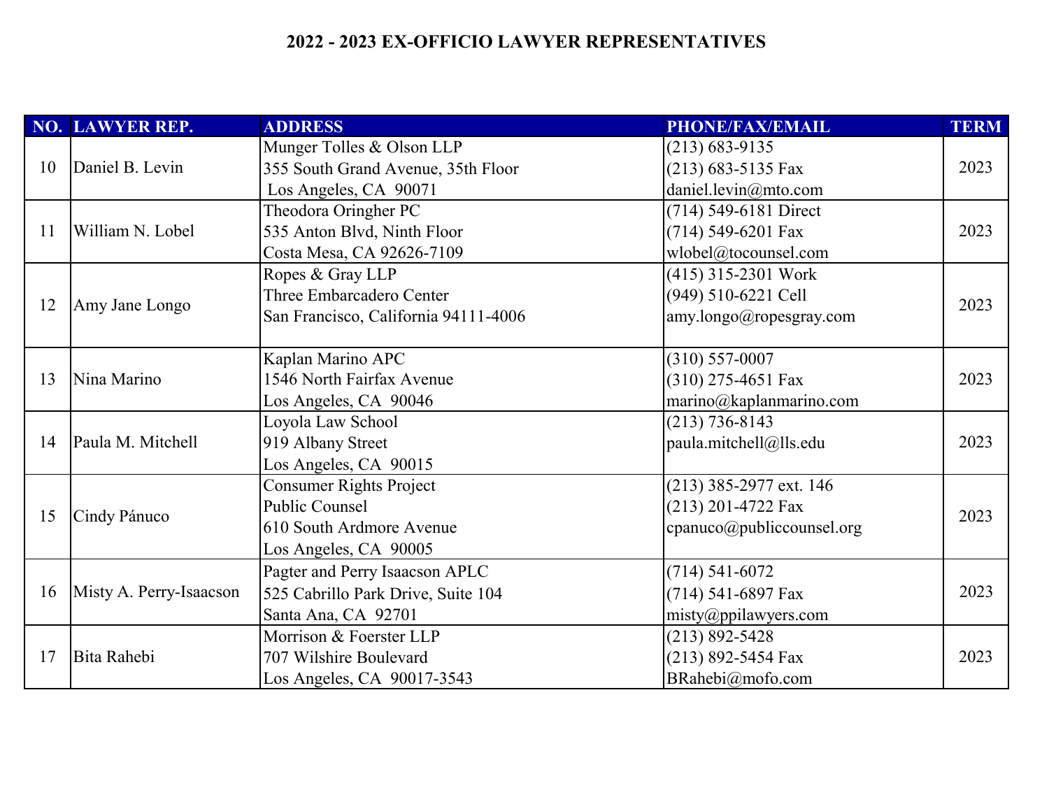# 2022 - 2023 EX-OFFICIO LAWYER REPRESENTATIVES

| NO. | LAWYER REP. | ADDRESS | PHONE/FAX/EMAIL | TERM |
|---|---|---|---|---|
| 10 | Daniel B. Levin | Munger Tolles & Olson LLP<br>355 South Grand Avenue, 35th Floor<br>Los Angeles, CA 90071 | (213) 683-9135<br>(213) 683-5135 Fax<br>daniel.levin@mto.com | 2023 |
| 11 | William N. Lobel | Theodora Oringher PC<br>535 Anton Blvd, Ninth Floor<br>Costa Mesa, CA 92626-7109 | (714) 549-6181 Direct<br>(714) 549-6201 Fax<br>wlobel@tocounsel.com | 2023 |
| 12 | Amy Jane Longo | Ropes & Gray LLP<br>Three Embarcadero Center<br>San Francisco, California 94111-4006 | (415) 315-2301 Work<br>(949) 510-6221 Cell<br>amy.longo@ropesgray.com | 2023 |
| 13 | Nina Marino | Kaplan Marino APC<br>1546 North Fairfax Avenue<br>Los Angeles, CA 90046 | (310) 557-0007<br>(310) 275-4651 Fax<br>marino@kaplanmarino.com | 2023 |
| 14 | Paula M. Mitchell | Loyola Law School<br>919 Albany Street<br>Los Angeles, CA 90015 | (213) 736-8143<br>paula.mitchell@lls.edu | 2023 |
| 15 | Cindy Pánuco | Consumer Rights Project<br>Public Counsel<br>610 South Ardmore Avenue<br>Los Angeles, CA 90005 | (213) 385-2977 ext. 146<br>(213) 201-4722 Fax<br>cpanuco@publiccounsel.org | 2023 |
| 16 | Misty A. Perry-Isaacson | Pagter and Perry Isaacson APLC<br>525 Cabrillo Park Drive, Suite 104<br>Santa Ana, CA 92701 | (714) 541-6072<br>(714) 541-6897 Fax<br>misty@ppilawyers.com | 2023 |
| 17 | Bita Rahebi | Morrison & Foerster LLP<br>707 Wilshire Boulevard<br>Los Angeles, CA 90017-3543 | (213) 892-5428<br>(213) 892-5454 Fax<br>BRahebi@mofo.com | 2023 |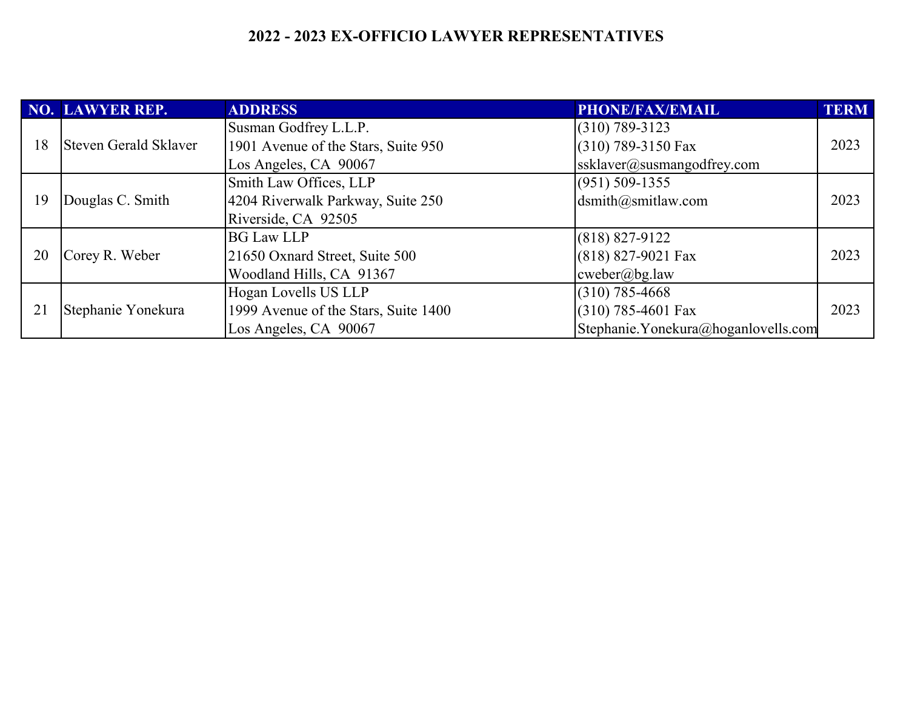# 2022 - 2023 EX-OFFICIO LAWYER REPRESENTATIVES

| NO. | LAWYER REP. | ADDRESS | PHONE/FAX/EMAIL | TERM |
|---|---|---|---|---|
| 18 | Steven Gerald Sklaver | Susman Godfrey L.L.P.<br>1901 Avenue of the Stars, Suite 950<br>Los Angeles, CA 90067 | (310) 789-3123<br>(310) 789-3150 Fax<br>ssklaver@susmangodfrey.com | 2023 |
| 19 | Douglas C. Smith | Smith Law Offices, LLP<br>4204 Riverwalk Parkway, Suite 250<br>Riverside, CA 92505 | (951) 509-1355<br>dsmith@smitlaw.com | 2023 |
| 20 | Corey R. Weber | BG Law LLP<br>21650 Oxnard Street, Suite 500<br>Woodland Hills, CA 91367 | (818) 827-9122<br>(818) 827-9021 Fax<br>cweber@bg.law | 2023 |
| 21 | Stephanie Yonekura | Hogan Lovells US LLP<br>1999 Avenue of the Stars, Suite 1400<br>Los Angeles, CA 90067 | (310) 785-4668<br>(310) 785-4601 Fax<br>Stephanie.Yonekura@hoganlovells.com | 2023 |